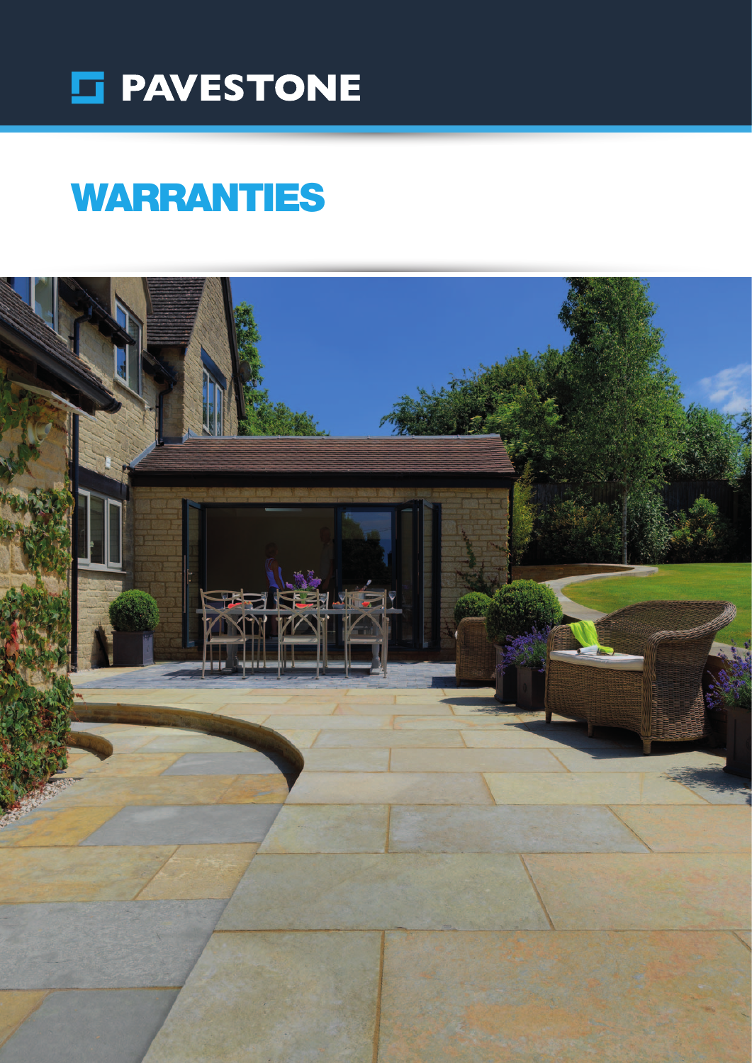PAVESTONE

# WARRANTIES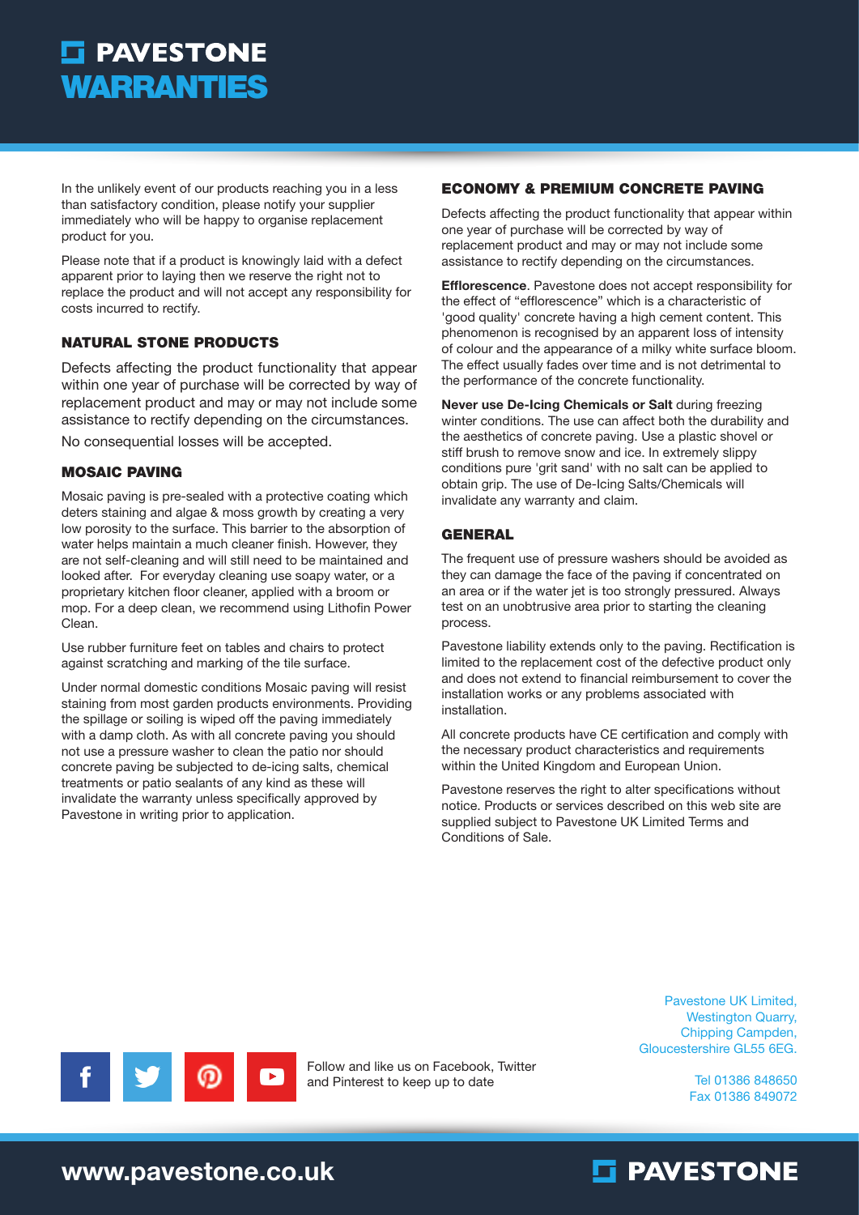# PAVESTONE WARRANTIES

In the unlikely event of our products reaching you in a less than satisfactory condition, please notify your supplier immediately who will be happy to organise replacement product for you.

Please note that if a product is knowingly laid with a defect apparent prior to laying then we reserve the right not to replace the product and will not accept any responsibility for costs incurred to rectify.

## NATURAL STONE PRODUCTS

Defects affecting the product functionality that appear within one year of purchase will be corrected by way of replacement product and may or may not include some assistance to rectify depending on the circumstances.

No consequential losses will be accepted.

## MOSAIC PAVING

Mosaic paving is pre-sealed with a protective coating which deters staining and algae & moss growth by creating a very low porosity to the surface. This barrier to the absorption of water helps maintain a much cleaner finish. However, they are not self-cleaning and will still need to be maintained and looked after. For everyday cleaning use soapy water, or a proprietary kitchen floor cleaner, applied with a broom or mop. For a deep clean, we recommend using Lithofin Power Clean.

Use rubber furniture feet on tables and chairs to protect against scratching and marking of the tile surface.

Under normal domestic conditions Mosaic paving will resist staining from most garden products environments. Providing the spillage or soiling is wiped off the paving immediately with a damp cloth. As with all concrete paving you should not use a pressure washer to clean the patio nor should concrete paving be subjected to de-icing salts, chemical treatments or patio sealants of any kind as these will invalidate the warranty unless specifically approved by Pavestone in writing prior to application.

## ECONOMY & PREMIUM CONCRETE PAVING

Defects affecting the product functionality that appear within one year of purchase will be corrected by way of replacement product and may or may not include some assistance to rectify depending on the circumstances.

**Efflorescence**. Pavestone does not accept responsibility for the effect of "efflorescence" which is a characteristic of 'good quality' concrete having a high cement content. This phenomenon is recognised by an apparent loss of intensity of colour and the appearance of a milky white surface bloom. The effect usually fades over time and is not detrimental to the performance of the concrete functionality.

**Never use De-Icing Chemicals or Salt** during freezing winter conditions. The use can affect both the durability and the aesthetics of concrete paving. Use a plastic shovel or stiff brush to remove snow and ice. In extremely slippy conditions pure 'grit sand' with no salt can be applied to obtain grip. The use of De-Icing Salts/Chemicals will invalidate any warranty and claim.

## GENERAL

The frequent use of pressure washers should be avoided as they can damage the face of the paving if concentrated on an area or if the water jet is too strongly pressured. Always test on an unobtrusive area prior to starting the cleaning process.

Pavestone liability extends only to the paving. Rectification is limited to the replacement cost of the defective product only and does not extend to financial reimbursement to cover the installation works or any problems associated with installation.

All concrete products have CE certification and comply with the necessary product characteristics and requirements within the United Kingdom and European Union.

Pavestone reserves the right to alter specifications without notice. Products or services described on this web site are supplied subject to Pavestone UK Limited Terms and Conditions of Sale.

Follow and like us on Facebook, Twitter and Pinterest to keep up to date

Pavestone UK Limited,
Westington Quarry,
Chipping Campden,
Gloucestershire GL55 6EG.

Tel 01386 848650
Fax 01386 849072

www.pavestone.co.uk

PAVESTONE